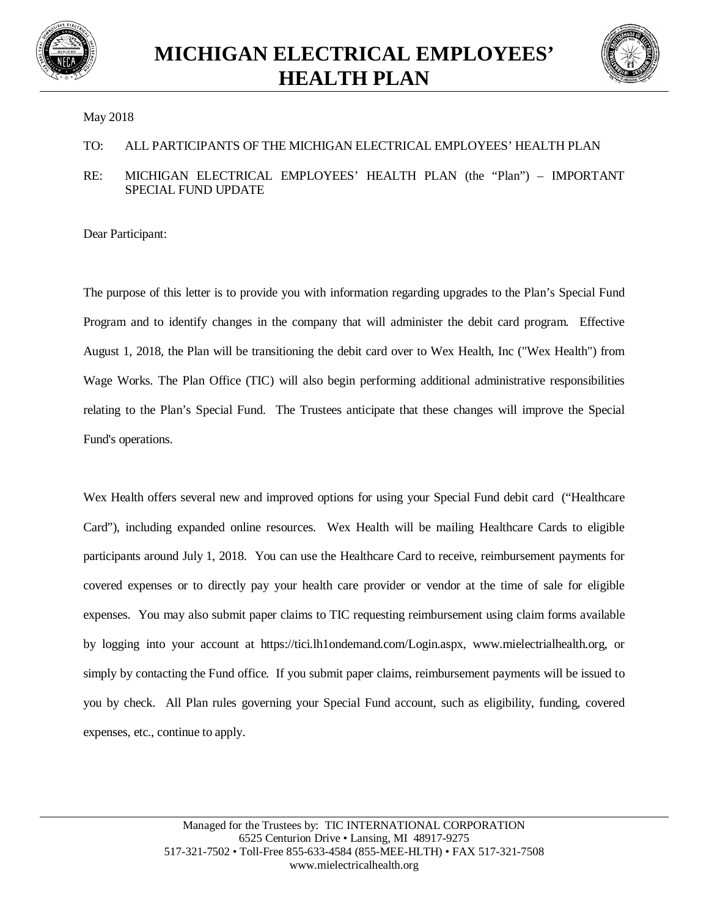# MICHIGAN ELECTRICAL EMPLOYEES' HEALTH PLAN

May 2018

TO: ALL PARTICIPANTS OF THE MICHIGAN ELECTRICAL EMPLOYEES' HEALTH PLAN

RE: MICHIGAN ELECTRICAL EMPLOYEES' HEALTH PLAN (the "Plan") – IMPORTANT SPECIAL FUND UPDATE

Dear Participant:

The purpose of this letter is to provide you with information regarding upgrades to the Plan's Special Fund Program and to identify changes in the company that will administer the debit card program. Effective August 1, 2018, the Plan will be transitioning the debit card over to Wex Health, Inc ("Wex Health") from Wage Works. The Plan Office (TIC) will also begin performing additional administrative responsibilities relating to the Plan's Special Fund. The Trustees anticipate that these changes will improve the Special Fund's operations.

Wex Health offers several new and improved options for using your Special Fund debit card ("Healthcare Card"), including expanded online resources. Wex Health will be mailing Healthcare Cards to eligible participants around July 1, 2018. You can use the Healthcare Card to receive, reimbursement payments for covered expenses or to directly pay your health care provider or vendor at the time of sale for eligible expenses. You may also submit paper claims to TIC requesting reimbursement using claim forms available by logging into your account at https://tici.lh1ondemand.com/Login.aspx, www.mielectrialhealth.org, or simply by contacting the Fund office. If you submit paper claims, reimbursement payments will be issued to you by check. All Plan rules governing your Special Fund account, such as eligibility, funding, covered expenses, etc., continue to apply.

Managed for the Trustees by: TIC INTERNATIONAL CORPORATION
6525 Centurion Drive • Lansing, MI 48917-9275
517-321-7502 • Toll-Free 855-633-4584 (855-MEE-HLTH) • FAX 517-321-7508
www.mielectricalhealth.org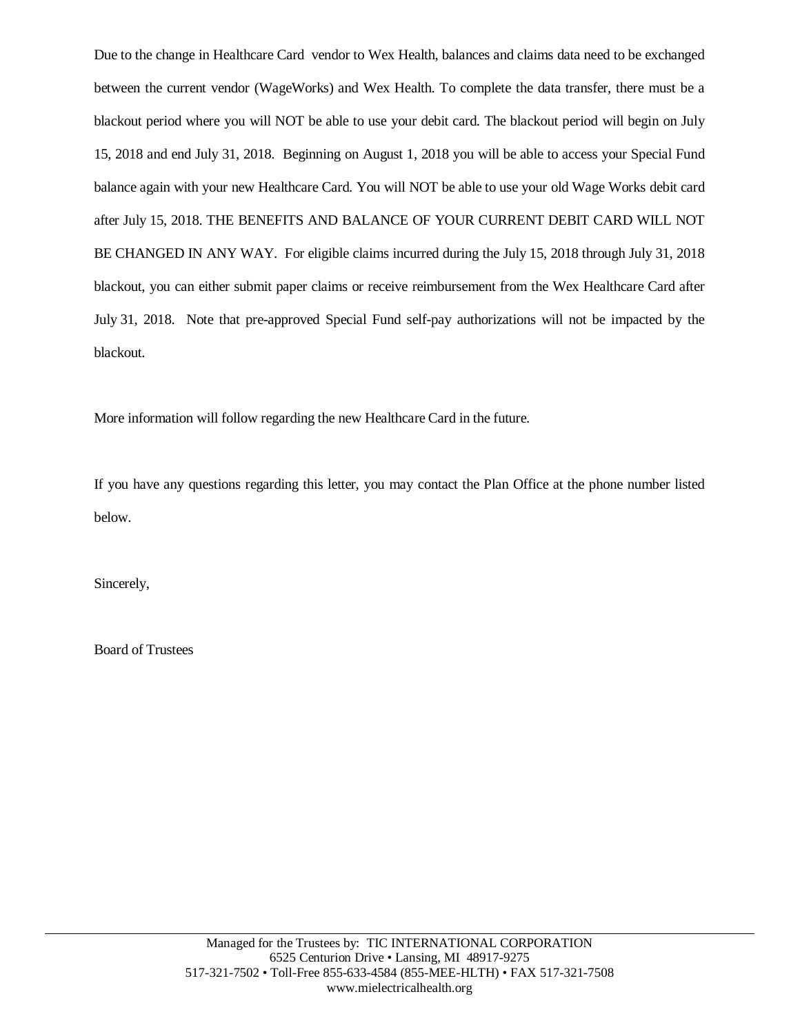Due to the change in Healthcare Card vendor to Wex Health, balances and claims data need to be exchanged between the current vendor (WageWorks) and Wex Health. To complete the data transfer, there must be a blackout period where you will NOT be able to use your debit card. The blackout period will begin on July 15, 2018 and end July 31, 2018. Beginning on August 1, 2018 you will be able to access your Special Fund balance again with your new Healthcare Card. You will NOT be able to use your old Wage Works debit card after July 15, 2018. THE BENEFITS AND BALANCE OF YOUR CURRENT DEBIT CARD WILL NOT BE CHANGED IN ANY WAY. For eligible claims incurred during the July 15, 2018 through July 31, 2018 blackout, you can either submit paper claims or receive reimbursement from the Wex Healthcare Card after July 31, 2018. Note that pre-approved Special Fund self-pay authorizations will not be impacted by the blackout.

More information will follow regarding the new Healthcare Card in the future.

If you have any questions regarding this letter, you may contact the Plan Office at the phone number listed below.

Sincerely,

Board of Trustees

Managed for the Trustees by: TIC INTERNATIONAL CORPORATION
6525 Centurion Drive • Lansing, MI 48917-9275
517-321-7502 • Toll-Free 855-633-4584 (855-MEE-HLTH) • FAX 517-321-7508
www.mielectricalhealth.org